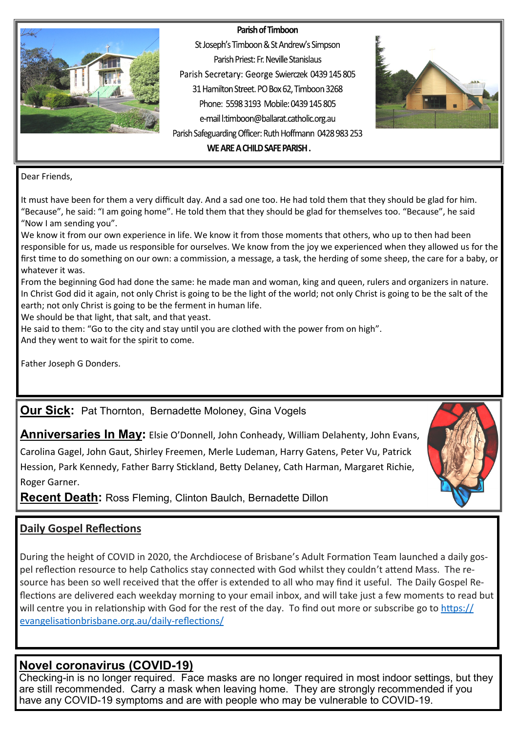**Parish of Timboon**

St Joseph's Timboon & St Andrew's Simpson

Parish Priest: Fr. Neville Stanislaus

Parish Secretary: George Swierczek 0439 145 805

31 Hamilton Street. PO Box 62, Timboon 3268

Phone: 5598 3193 Mobile: 0439 145 805

e-mail l:timboon@ballarat.catholic.org.au

Parish Safeguarding Officer: Ruth Hoffmann 0428 983 253

**WE ARE A CHILD SAFE PARISH .**

Dear Friends,

It must have been for them a very difficult day. And a sad one too. He had told them that they should be glad for him. "Because", he said: "I am going home". He told them that they should be glad for themselves too. "Because", he said "Now I am sending you".

We know it from our own experience in life. We know it from those moments that others, who up to then had been responsible for us, made us responsible for ourselves. We know from the joy we experienced when they allowed us for the first time to do something on our own: a commission, a message, a task, the herding of some sheep, the care for a baby, or whatever it was.

From the beginning God had done the same: he made man and woman, king and queen, rulers and organizers in nature. In Christ God did it again, not only Christ is going to be the light of the world; not only Christ is going to be the salt of the earth; not only Christ is going to be the ferment in human life.

We should be that light, that salt, and that yeast.

He said to them: "Go to the city and stay until you are clothed with the power from on high".

And they went to wait for the spirit to come.

Father Joseph G Donders.

**Our Sick:** Pat Thornton, Bernadette Moloney, Gina Vogels

**Anniversaries In May:** Elsie O'Donnell, John Conheady, William Delahenty, John Evans, Carolina Gagel, John Gaut, Shirley Freemen, Merle Ludeman, Harry Gatens, Peter Vu, Patrick Hession, Park Kennedy, Father Barry Stickland, Betty Delaney, Cath Harman, Margaret Richie, Roger Garner.

**Recent Death:** Ross Fleming, Clinton Baulch, Bernadette Dillon

## Daily Gospel Reflections

During the height of COVID in 2020, the Archdiocese of Brisbane's Adult Formation Team launched a daily gospel reflection resource to help Catholics stay connected with God whilst they couldn't attend Mass. The resource has been so well received that the offer is extended to all who may find it useful. The Daily Gospel Reflections are delivered each weekday morning to your email inbox, and will take just a few moments to read but will centre you in relationship with God for the rest of the day. To find out more or subscribe go to https://evangelisationbrisbane.org.au/daily-reflections/

## Novel coronavirus (COVID-19)

Checking-in is no longer required. Face masks are no longer required in most indoor settings, but they are still recommended. Carry a mask when leaving home. They are strongly recommended if you have any COVID-19 symptoms and are with people who may be vulnerable to COVID-19.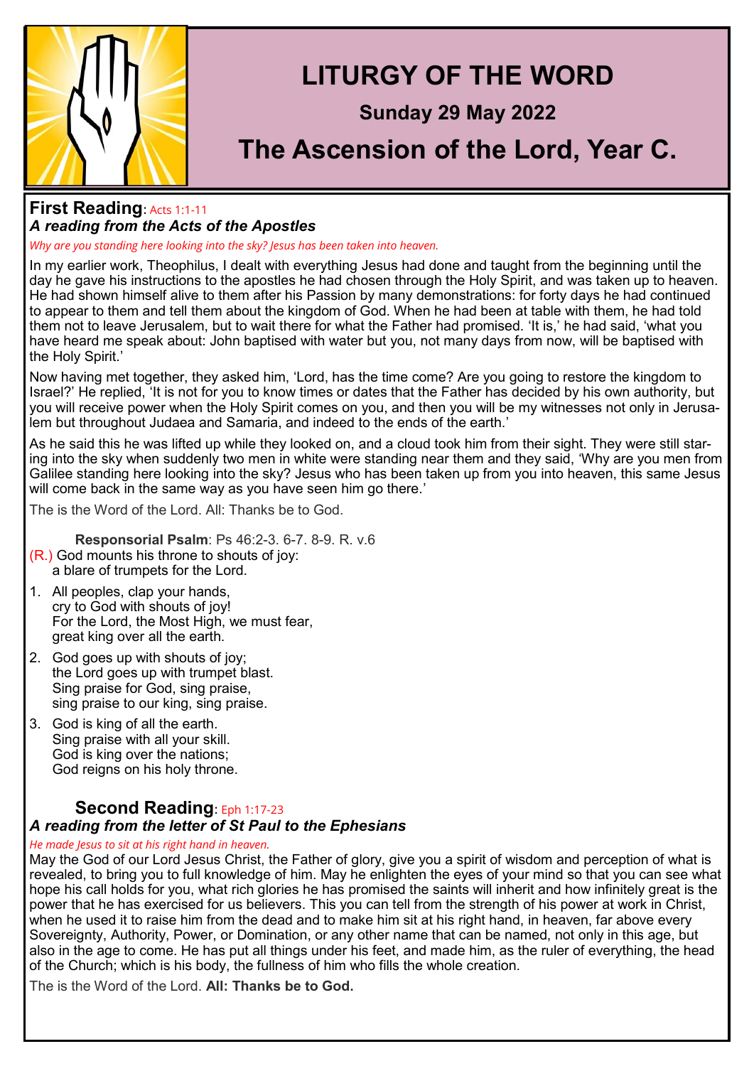# LITURGY OF THE WORD

### Sunday 29 May 2022

## The Ascension of the Lord, Year C.

## First Reading: Acts 1:1-11

### *A reading from the Acts of the Apostles*

*Why are you standing here looking into the sky? Jesus has been taken into heaven.*

In my earlier work, Theophilus, I dealt with everything Jesus had done and taught from the beginning until the day he gave his instructions to the apostles he had chosen through the Holy Spirit, and was taken up to heaven. He had shown himself alive to them after his Passion by many demonstrations: for forty days he had continued to appear to them and tell them about the kingdom of God. When he had been at table with them, he had told them not to leave Jerusalem, but to wait there for what the Father had promised. 'It is,' he had said, 'what you have heard me speak about: John baptised with water but you, not many days from now, will be baptised with the Holy Spirit.'

Now having met together, they asked him, 'Lord, has the time come? Are you going to restore the kingdom to Israel?' He replied, 'It is not for you to know times or dates that the Father has decided by his own authority, but you will receive power when the Holy Spirit comes on you, and then you will be my witnesses not only in Jerusalem but throughout Judaea and Samaria, and indeed to the ends of the earth.'

As he said this he was lifted up while they looked on, and a cloud took him from their sight. They were still staring into the sky when suddenly two men in white were standing near them and they said, 'Why are you men from Galilee standing here looking into the sky? Jesus who has been taken up from you into heaven, this same Jesus will come back in the same way as you have seen him go there.'

The is the Word of the Lord. All: Thanks be to God.

**Responsorial Psalm**: Ps 46:2-3. 6-7. 8-9. R. v.6

(R.) God mounts his throne to shouts of joy:
a blare of trumpets for the Lord.

1. All peoples, clap your hands,
   cry to God with shouts of joy!
   For the Lord, the Most High, we must fear,
   great king over all the earth.
2. God goes up with shouts of joy;
   the Lord goes up with trumpet blast.
   Sing praise for God, sing praise,
   sing praise to our king, sing praise.
3. God is king of all the earth.
   Sing praise with all your skill.
   God is king over the nations;
   God reigns on his holy throne.

## Second Reading: Eph 1:17-23

### *A reading from the letter of St Paul to the Ephesians*

*He made Jesus to sit at his right hand in heaven.*

May the God of our Lord Jesus Christ, the Father of glory, give you a spirit of wisdom and perception of what is revealed, to bring you to full knowledge of him. May he enlighten the eyes of your mind so that you can see what hope his call holds for you, what rich glories he has promised the saints will inherit and how infinitely great is the power that he has exercised for us believers. This you can tell from the strength of his power at work in Christ, when he used it to raise him from the dead and to make him sit at his right hand, in heaven, far above every Sovereignty, Authority, Power, or Domination, or any other name that can be named, not only in this age, but also in the age to come. He has put all things under his feet, and made him, as the ruler of everything, the head of the Church; which is his body, the fullness of him who fills the whole creation.

The is the Word of the Lord. **All: Thanks be to God.**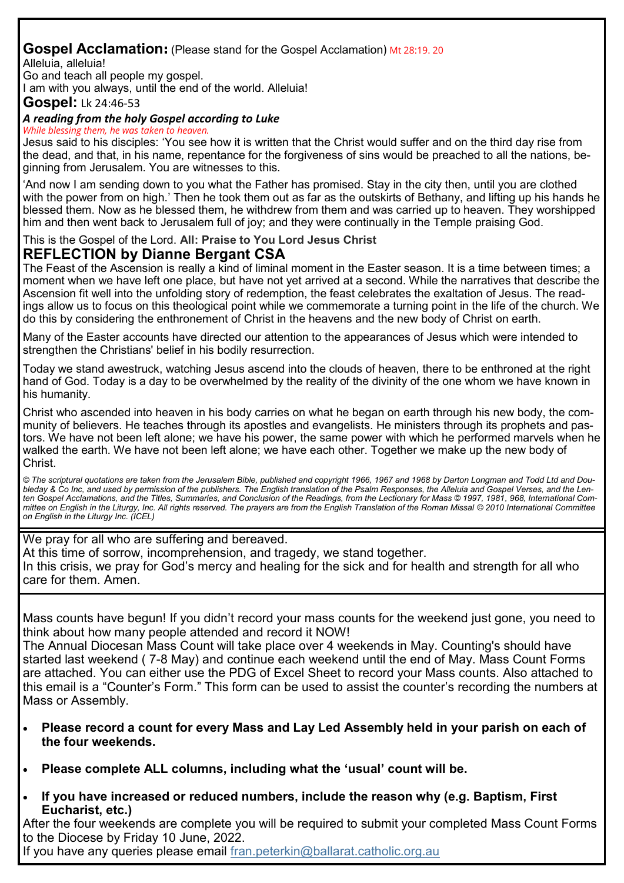## Gospel Acclamation: (Please stand for the Gospel Acclamation) Mt 28:19. 20

Alleluia, alleluia!
Go and teach all people my gospel.
I am with you always, until the end of the world. Alleluia!

## Gospel: Lk 24:46-53

### *A reading from the holy Gospel according to Luke*

*While blessing them, he was taken to heaven.*

Jesus said to his disciples: 'You see how it is written that the Christ would suffer and on the third day rise from the dead, and that, in his name, repentance for the forgiveness of sins would be preached to all the nations, beginning from Jerusalem. You are witnesses to this.

'And now I am sending down to you what the Father has promised. Stay in the city then, until you are clothed with the power from on high.' Then he took them out as far as the outskirts of Bethany, and lifting up his hands he blessed them. Now as he blessed them, he withdrew from them and was carried up to heaven. They worshipped him and then went back to Jerusalem full of joy; and they were continually in the Temple praising God.

This is the Gospel of the Lord. **All: Praise to You Lord Jesus Christ**

## REFLECTION by Dianne Bergant CSA

The Feast of the Ascension is really a kind of liminal moment in the Easter season. It is a time between times; a moment when we have left one place, but have not yet arrived at a second. While the narratives that describe the Ascension fit well into the unfolding story of redemption, the feast celebrates the exaltation of Jesus. The readings allow us to focus on this theological point while we commemorate a turning point in the life of the church. We do this by considering the enthronement of Christ in the heavens and the new body of Christ on earth.

Many of the Easter accounts have directed our attention to the appearances of Jesus which were intended to strengthen the Christians' belief in his bodily resurrection.

Today we stand awestruck, watching Jesus ascend into the clouds of heaven, there to be enthroned at the right hand of God. Today is a day to be overwhelmed by the reality of the divinity of the one whom we have known in his humanity.

Christ who ascended into heaven in his body carries on what he began on earth through his new body, the community of believers. He teaches through its apostles and evangelists. He ministers through its prophets and pastors. We have not been left alone; we have his power, the same power with which he performed marvels when he walked the earth. We have not been left alone; we have each other. Together we make up the new body of Christ.

*© The scriptural quotations are taken from the Jerusalem Bible, published and copyright 1966, 1967 and 1968 by Darton Longman and Todd Ltd and Doubleday & Co Inc, and used by permission of the publishers. The English translation of the Psalm Responses, the Alleluia and Gospel Verses, and the Lenten Gospel Acclamations, and the Titles, Summaries, and Conclusion of the Readings, from the Lectionary for Mass © 1997, 1981, 968, International Committee on English in the Liturgy, Inc. All rights reserved. The prayers are from the English Translation of the Roman Missal © 2010 International Committee on English in the Liturgy Inc. (ICEL)*

---

We pray for all who are suffering and bereaved.
At this time of sorrow, incomprehension, and tragedy, we stand together.
In this crisis, we pray for God's mercy and healing for the sick and for health and strength for all who care for them. Amen.

---

Mass counts have begun! If you didn't record your mass counts for the weekend just gone, you need to think about how many people attended and record it NOW!
The Annual Diocesan Mass Count will take place over 4 weekends in May. Counting's should have started last weekend ( 7-8 May) and continue each weekend until the end of May. Mass Count Forms are attached. You can either use the PDG of Excel Sheet to record your Mass counts. Also attached to this email is a "Counter's Form." This form can be used to assist the counter's recording the numbers at Mass or Assembly.

- **Please record a count for every Mass and Lay Led Assembly held in your parish on each of the four weekends.**
- **Please complete ALL columns, including what the 'usual' count will be.**
- **If you have increased or reduced numbers, include the reason why (e.g. Baptism, First Eucharist, etc.)**

After the four weekends are complete you will be required to submit your completed Mass Count Forms to the Diocese by Friday 10 June, 2022.
If you have any queries please email fran.peterkin@ballarat.catholic.org.au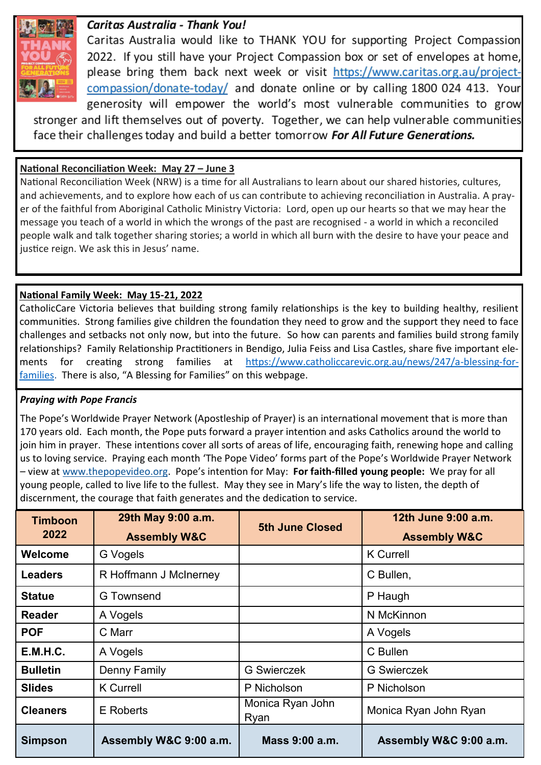### *Caritas Australia - Thank You!*

Caritas Australia would like to THANK YOU for supporting Project Compassion 2022. If you still have your Project Compassion box or set of envelopes at home, please bring them back next week or visit https://www.caritas.org.au/project-compassion/donate-today/ and donate online or by calling 1800 024 413. Your generosity will empower the world's most vulnerable communities to grow stronger and lift themselves out of poverty. Together, we can help vulnerable communities face their challenges today and build a better tomorrow ***For All Future Generations.***

**National Reconciliation Week: May 27 – June 3**

National Reconciliation Week (NRW) is a time for all Australians to learn about our shared histories, cultures, and achievements, and to explore how each of us can contribute to achieving reconciliation in Australia. A prayer of the faithful from Aboriginal Catholic Ministry Victoria: Lord, open up our hearts so that we may hear the message you teach of a world in which the wrongs of the past are recognised - a world in which a reconciled people walk and talk together sharing stories; a world in which all burn with the desire to have your peace and justice reign. We ask this in Jesus' name.

**National Family Week: May 15-21, 2022**

CatholicCare Victoria believes that building strong family relationships is the key to building healthy, resilient communities. Strong families give children the foundation they need to grow and the support they need to face challenges and setbacks not only now, but into the future. So how can parents and families build strong family relationships? Family Relationship Practitioners in Bendigo, Julia Feiss and Lisa Castles, share five important elements for creating strong families at https://www.catholiccarevic.org.au/news/247/a-blessing-for-families. There is also, "A Blessing for Families" on this webpage.

***Praying with Pope Francis***

The Pope's Worldwide Prayer Network (Apostleship of Prayer) is an international movement that is more than 170 years old. Each month, the Pope puts forward a prayer intention and asks Catholics around the world to join him in prayer. These intentions cover all sorts of areas of life, encouraging faith, renewing hope and calling us to loving service. Praying each month 'The Pope Video' forms part of the Pope's Worldwide Prayer Network – view at www.thepopevideo.org. Pope's intention for May: **For faith-filled young people:** We pray for all young people, called to live life to the fullest. May they see in Mary's life the way to listen, the depth of discernment, the courage that faith generates and the dedication to service.

| Timboon 2022 | 29th May 9:00 a.m. Assembly W&C | 5th June Closed | 12th June 9:00 a.m. Assembly W&C |
|---|---|---|---|
| **Welcome** | G Vogels | | K Currell |
| **Leaders** | R Hoffmann J McInerney | | C Bullen, |
| **Statue** | G Townsend | | P Haugh |
| **Reader** | A Vogels | | N McKinnon |
| **POF** | C Marr | | A Vogels |
| **E.M.H.C.** | A Vogels | | C Bullen |
| **Bulletin** | Denny Family | G Swierczek | G Swierczek |
| **Slides** | K Currell | P Nicholson | P Nicholson |
| **Cleaners** | E Roberts | Monica Ryan John Ryan | Monica Ryan John Ryan |
| **Simpson** | **Assembly W&C 9:00 a.m.** | **Mass 9:00 a.m.** | **Assembly W&C 9:00 a.m.** |